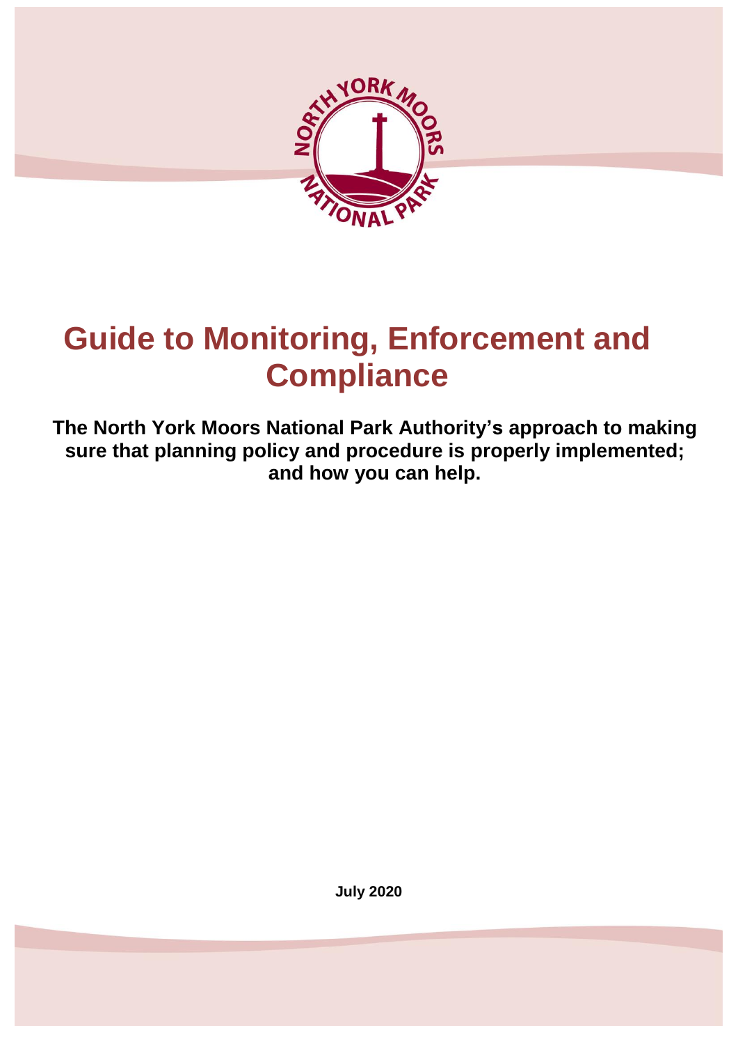# Guide to Monitoring, Enforcement and Compliance

**The North York Moors National Park Authority's approach to making sure that planning policy and procedure is properly implemented; and how you can help.**

**July 2020**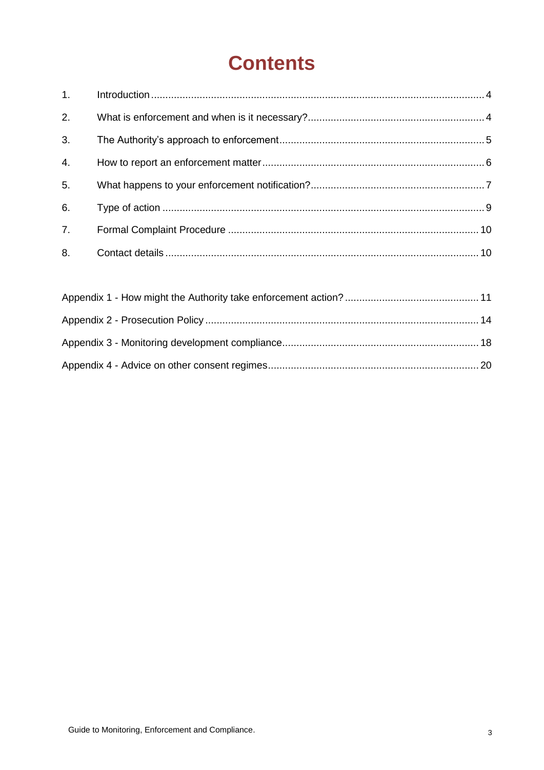# Contents

| | | |
|---|---|---|
| 1. | Introduction | 4 |
| 2. | What is enforcement and when is it necessary? | 4 |
| 3. | The Authority's approach to enforcement | 5 |
| 4. | How to report an enforcement matter | 6 |
| 5. | What happens to your enforcement notification? | 7 |
| 6. | Type of action | 9 |
| 7. | Formal Complaint Procedure | 10 |
| 8. | Contact details | 10 |

| | |
|---|---|
| Appendix 1 - How might the Authority take enforcement action? | 11 |
| Appendix 2 - Prosecution Policy | 14 |
| Appendix 3 - Monitoring development compliance | 18 |
| Appendix 4 - Advice on other consent regimes | 20 |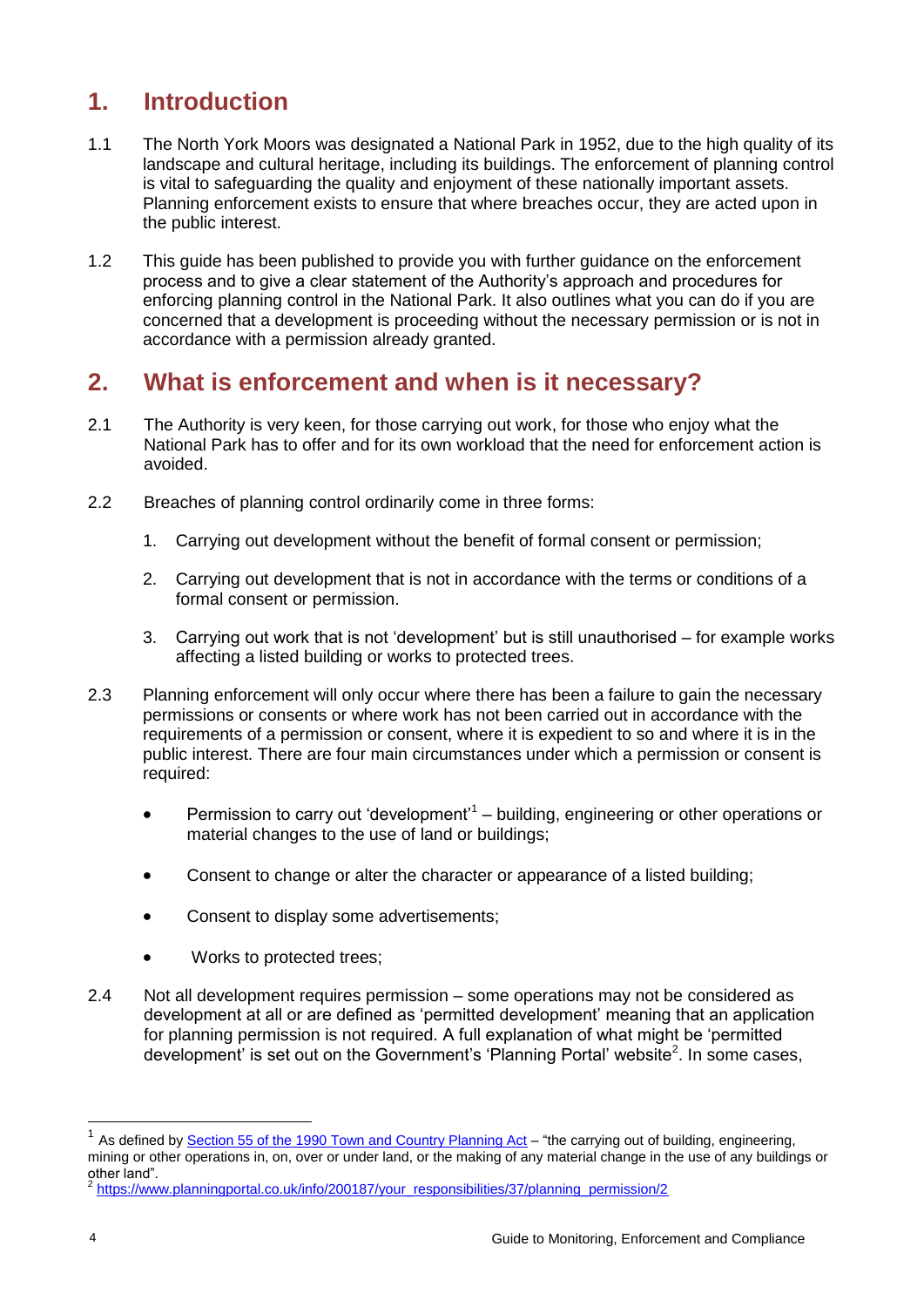## 1. Introduction

1.1 The North York Moors was designated a National Park in 1952, due to the high quality of its landscape and cultural heritage, including its buildings. The enforcement of planning control is vital to safeguarding the quality and enjoyment of these nationally important assets. Planning enforcement exists to ensure that where breaches occur, they are acted upon in the public interest.

1.2 This guide has been published to provide you with further guidance on the enforcement process and to give a clear statement of the Authority's approach and procedures for enforcing planning control in the National Park. It also outlines what you can do if you are concerned that a development is proceeding without the necessary permission or is not in accordance with a permission already granted.

## 2. What is enforcement and when is it necessary?

2.1 The Authority is very keen, for those carrying out work, for those who enjoy what the National Park has to offer and for its own workload that the need for enforcement action is avoided.

2.2 Breaches of planning control ordinarily come in three forms:

1. Carrying out development without the benefit of formal consent or permission;
2. Carrying out development that is not in accordance with the terms or conditions of a formal consent or permission.
3. Carrying out work that is not 'development' but is still unauthorised – for example works affecting a listed building or works to protected trees.

2.3 Planning enforcement will only occur where there has been a failure to gain the necessary permissions or consents or where work has not been carried out in accordance with the requirements of a permission or consent, where it is expedient to so and where it is in the public interest. There are four main circumstances under which a permission or consent is required:

- Permission to carry out 'development'[1] – building, engineering or other operations or material changes to the use of land or buildings;
- Consent to change or alter the character or appearance of a listed building;
- Consent to display some advertisements;
- Works to protected trees;

2.4 Not all development requires permission – some operations may not be considered as development at all or are defined as 'permitted development' meaning that an application for planning permission is not required. A full explanation of what might be 'permitted development' is set out on the Government's 'Planning Portal' website[2]. In some cases,

---

[1] As defined by Section 55 of the 1990 Town and Country Planning Act – "the carrying out of building, engineering, mining or other operations in, on, over or under land, or the making of any material change in the use of any buildings or other land".

[2] https://www.planningportal.co.uk/info/200187/your_responsibilities/37/planning_permission/2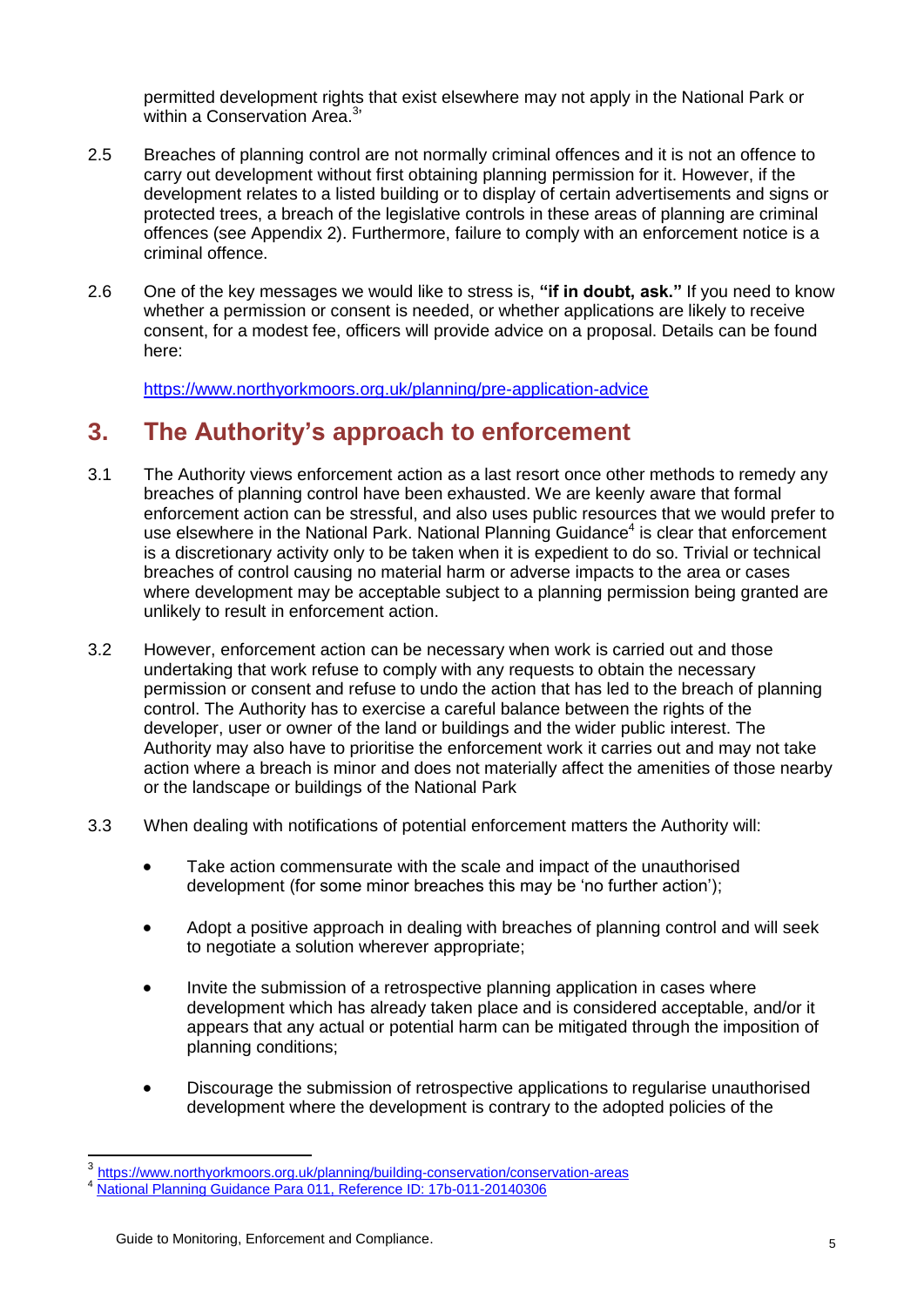permitted development rights that exist elsewhere may not apply in the National Park or within a Conservation Area.[3]

2.5 Breaches of planning control are not normally criminal offences and it is not an offence to carry out development without first obtaining planning permission for it. However, if the development relates to a listed building or to display of certain advertisements and signs or protected trees, a breach of the legislative controls in these areas of planning are criminal offences (see Appendix 2). Furthermore, failure to comply with an enforcement notice is a criminal offence.

2.6 One of the key messages we would like to stress is, **"if in doubt, ask."** If you need to know whether a permission or consent is needed, or whether applications are likely to receive consent, for a modest fee, officers will provide advice on a proposal. Details can be found here:

https://www.northyorkmoors.org.uk/planning/pre-application-advice

## 3. The Authority's approach to enforcement

3.1 The Authority views enforcement action as a last resort once other methods to remedy any breaches of planning control have been exhausted. We are keenly aware that formal enforcement action can be stressful, and also uses public resources that we would prefer to use elsewhere in the National Park. National Planning Guidance[4] is clear that enforcement is a discretionary activity only to be taken when it is expedient to do so. Trivial or technical breaches of control causing no material harm or adverse impacts to the area or cases where development may be acceptable subject to a planning permission being granted are unlikely to result in enforcement action.

3.2 However, enforcement action can be necessary when work is carried out and those undertaking that work refuse to comply with any requests to obtain the necessary permission or consent and refuse to undo the action that has led to the breach of planning control. The Authority has to exercise a careful balance between the rights of the developer, user or owner of the land or buildings and the wider public interest. The Authority may also have to prioritise the enforcement work it carries out and may not take action where a breach is minor and does not materially affect the amenities of those nearby or the landscape or buildings of the National Park

3.3 When dealing with notifications of potential enforcement matters the Authority will:

- Take action commensurate with the scale and impact of the unauthorised development (for some minor breaches this may be 'no further action');
- Adopt a positive approach in dealing with breaches of planning control and will seek to negotiate a solution wherever appropriate;
- Invite the submission of a retrospective planning application in cases where development which has already taken place and is considered acceptable, and/or it appears that any actual or potential harm can be mitigated through the imposition of planning conditions;
- Discourage the submission of retrospective applications to regularise unauthorised development where the development is contrary to the adopted policies of the

[3] https://www.northyorkmoors.org.uk/planning/building-conservation/conservation-areas

[4] National Planning Guidance Para 011, Reference ID: 17b-011-20140306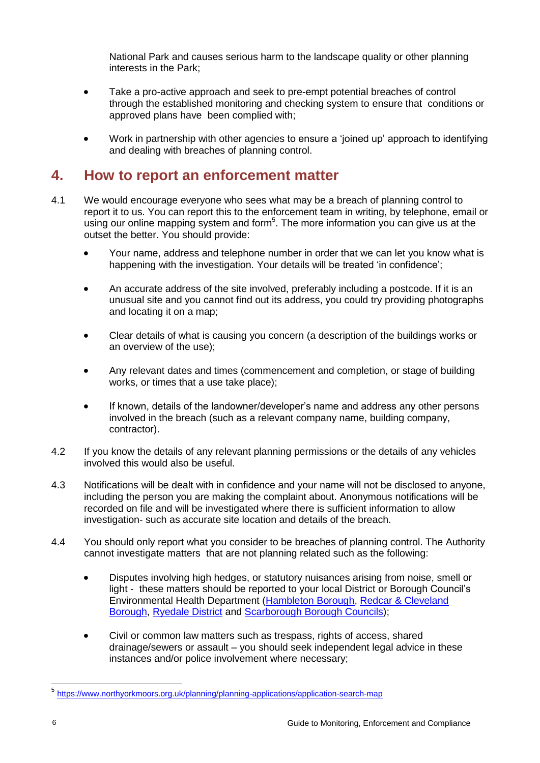National Park and causes serious harm to the landscape quality or other planning interests in the Park;

- Take a pro-active approach and seek to pre-empt potential breaches of control through the established monitoring and checking system to ensure that conditions or approved plans have been complied with;

- Work in partnership with other agencies to ensure a 'joined up' approach to identifying and dealing with breaches of planning control.

## 4. How to report an enforcement matter

4.1 We would encourage everyone who sees what may be a breach of planning control to report it to us. You can report this to the enforcement team in writing, by telephone, email or using our online mapping system and form[5]. The more information you can give us at the outset the better. You should provide:

- Your name, address and telephone number in order that we can let you know what is happening with the investigation. Your details will be treated 'in confidence';

- An accurate address of the site involved, preferably including a postcode. If it is an unusual site and you cannot find out its address, you could try providing photographs and locating it on a map;

- Clear details of what is causing you concern (a description of the buildings works or an overview of the use);

- Any relevant dates and times (commencement and completion, or stage of building works, or times that a use take place);

- If known, details of the landowner/developer's name and address any other persons involved in the breach (such as a relevant company name, building company, contractor).

4.2 If you know the details of any relevant planning permissions or the details of any vehicles involved this would also be useful.

4.3 Notifications will be dealt with in confidence and your name will not be disclosed to anyone, including the person you are making the complaint about. Anonymous notifications will be recorded on file and will be investigated where there is sufficient information to allow investigation- such as accurate site location and details of the breach.

4.4 You should only report what you consider to be breaches of planning control. The Authority cannot investigate matters that are not planning related such as the following:

- Disputes involving high hedges, or statutory nuisances arising from noise, smell or light - these matters should be reported to your local District or Borough Council's Environmental Health Department (Hambleton Borough, Redcar & Cleveland Borough, Ryedale District and Scarborough Borough Councils);

- Civil or common law matters such as trespass, rights of access, shared drainage/sewers or assault – you should seek independent legal advice in these instances and/or police involvement where necessary;

[5] https://www.northyorkmoors.org.uk/planning/planning-applications/application-search-map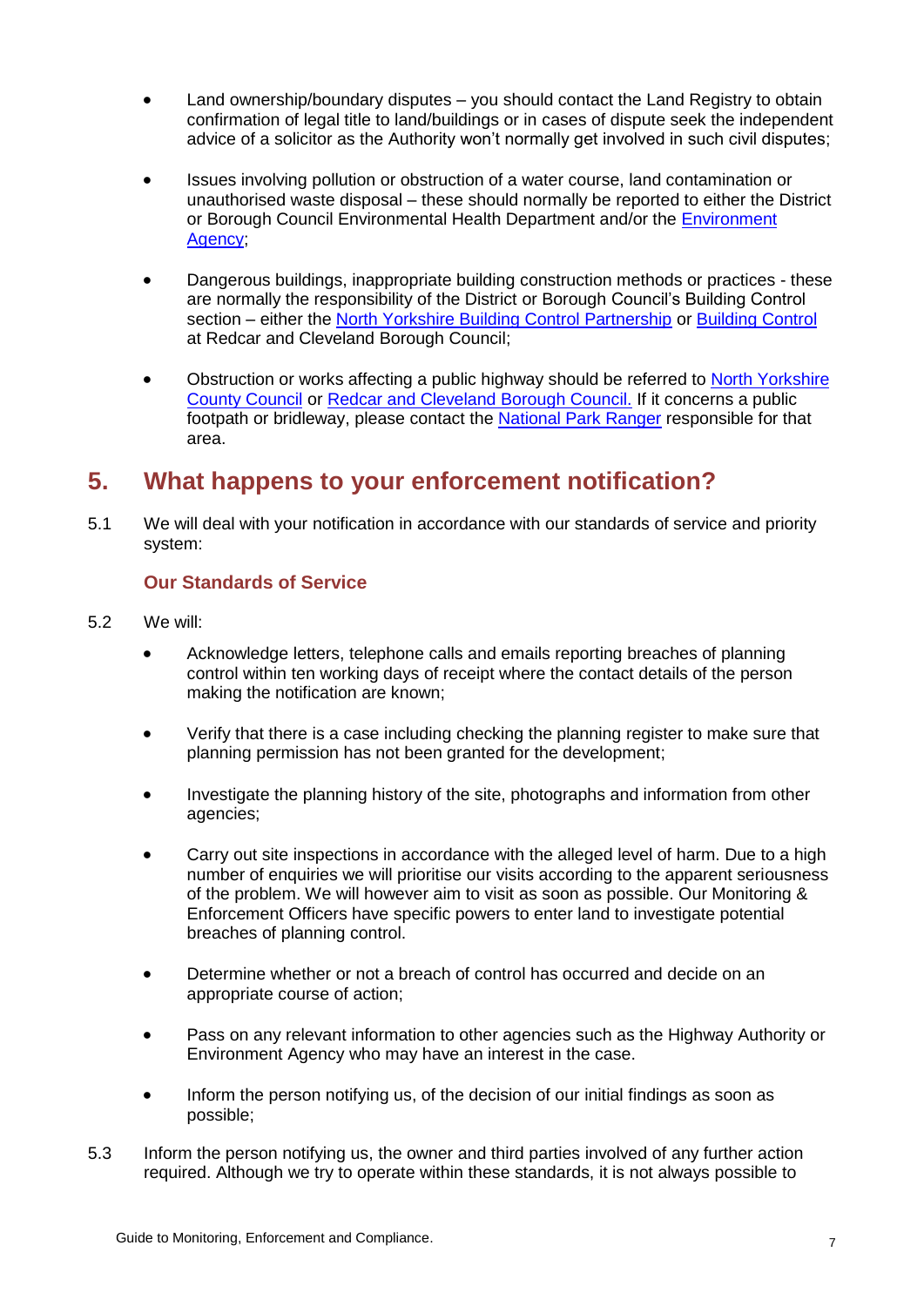- Land ownership/boundary disputes – you should contact the Land Registry to obtain confirmation of legal title to land/buildings or in cases of dispute seek the independent advice of a solicitor as the Authority won't normally get involved in such civil disputes;

- Issues involving pollution or obstruction of a water course, land contamination or unauthorised waste disposal – these should normally be reported to either the District or Borough Council Environmental Health Department and/or the Environment Agency;

- Dangerous buildings, inappropriate building construction methods or practices - these are normally the responsibility of the District or Borough Council's Building Control section – either the North Yorkshire Building Control Partnership or Building Control at Redcar and Cleveland Borough Council;

- Obstruction or works affecting a public highway should be referred to North Yorkshire County Council or Redcar and Cleveland Borough Council. If it concerns a public footpath or bridleway, please contact the National Park Ranger responsible for that area.

## 5. What happens to your enforcement notification?

5.1 We will deal with your notification in accordance with our standards of service and priority system:

### Our Standards of Service

5.2 We will:

- Acknowledge letters, telephone calls and emails reporting breaches of planning control within ten working days of receipt where the contact details of the person making the notification are known;

- Verify that there is a case including checking the planning register to make sure that planning permission has not been granted for the development;

- Investigate the planning history of the site, photographs and information from other agencies;

- Carry out site inspections in accordance with the alleged level of harm. Due to a high number of enquiries we will prioritise our visits according to the apparent seriousness of the problem. We will however aim to visit as soon as possible. Our Monitoring & Enforcement Officers have specific powers to enter land to investigate potential breaches of planning control.

- Determine whether or not a breach of control has occurred and decide on an appropriate course of action;

- Pass on any relevant information to other agencies such as the Highway Authority or Environment Agency who may have an interest in the case.

- Inform the person notifying us, of the decision of our initial findings as soon as possible;

5.3 Inform the person notifying us, the owner and third parties involved of any further action required. Although we try to operate within these standards, it is not always possible to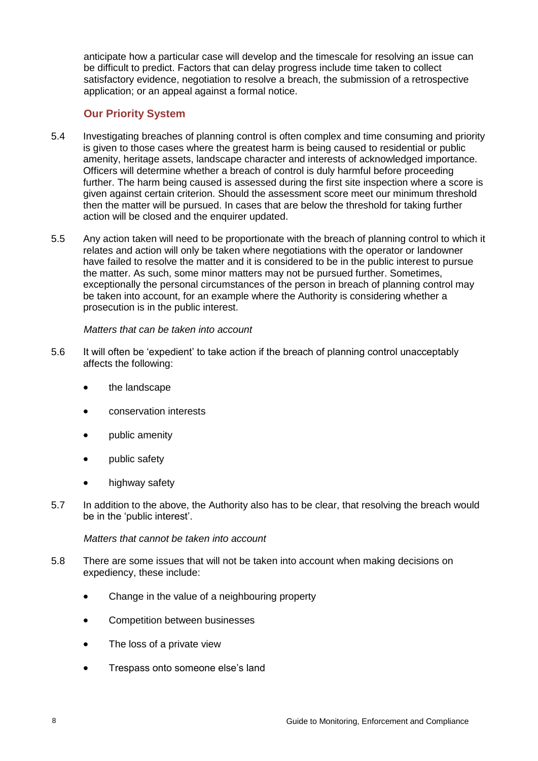anticipate how a particular case will develop and the timescale for resolving an issue can be difficult to predict. Factors that can delay progress include time taken to collect satisfactory evidence, negotiation to resolve a breach, the submission of a retrospective application; or an appeal against a formal notice.

## Our Priority System

5.4 Investigating breaches of planning control is often complex and time consuming and priority is given to those cases where the greatest harm is being caused to residential or public amenity, heritage assets, landscape character and interests of acknowledged importance. Officers will determine whether a breach of control is duly harmful before proceeding further. The harm being caused is assessed during the first site inspection where a score is given against certain criterion. Should the assessment score meet our minimum threshold then the matter will be pursued. In cases that are below the threshold for taking further action will be closed and the enquirer updated.

5.5 Any action taken will need to be proportionate with the breach of planning control to which it relates and action will only be taken where negotiations with the operator or landowner have failed to resolve the matter and it is considered to be in the public interest to pursue the matter. As such, some minor matters may not be pursued further. Sometimes, exceptionally the personal circumstances of the person in breach of planning control may be taken into account, for an example where the Authority is considering whether a prosecution is in the public interest.

*Matters that can be taken into account*

5.6 It will often be 'expedient' to take action if the breach of planning control unacceptably affects the following:

- the landscape
- conservation interests
- public amenity
- public safety
- highway safety

5.7 In addition to the above, the Authority also has to be clear, that resolving the breach would be in the 'public interest'.

*Matters that cannot be taken into account*

5.8 There are some issues that will not be taken into account when making decisions on expediency, these include:

- Change in the value of a neighbouring property
- Competition between businesses
- The loss of a private view
- Trespass onto someone else's land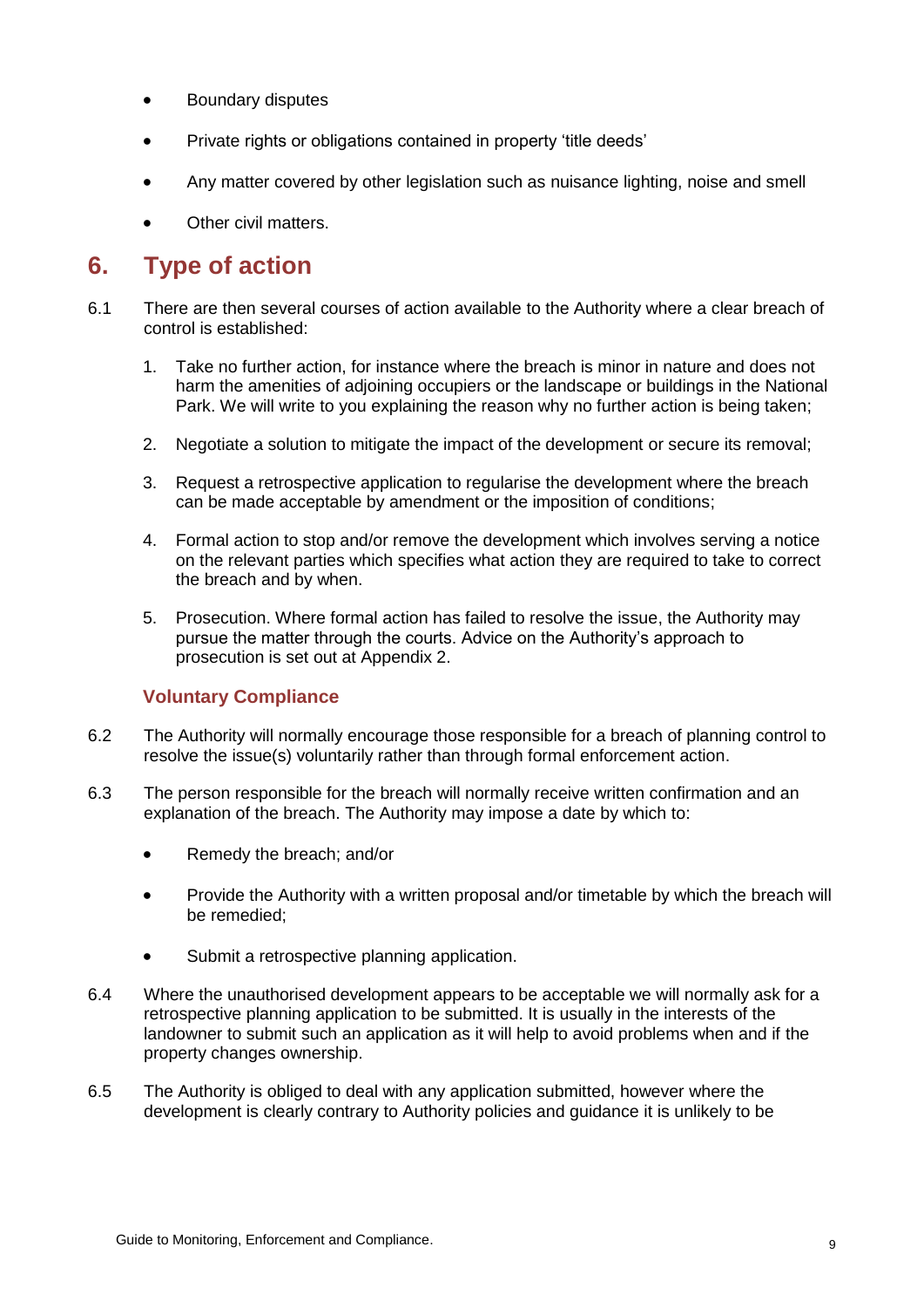- Boundary disputes
- Private rights or obligations contained in property 'title deeds'
- Any matter covered by other legislation such as nuisance lighting, noise and smell
- Other civil matters.

## 6. Type of action

6.1 There are then several courses of action available to the Authority where a clear breach of control is established:

1. Take no further action, for instance where the breach is minor in nature and does not harm the amenities of adjoining occupiers or the landscape or buildings in the National Park. We will write to you explaining the reason why no further action is being taken;
2. Negotiate a solution to mitigate the impact of the development or secure its removal;
3. Request a retrospective application to regularise the development where the breach can be made acceptable by amendment or the imposition of conditions;
4. Formal action to stop and/or remove the development which involves serving a notice on the relevant parties which specifies what action they are required to take to correct the breach and by when.
5. Prosecution. Where formal action has failed to resolve the issue, the Authority may pursue the matter through the courts. Advice on the Authority's approach to prosecution is set out at Appendix 2.

### Voluntary Compliance

6.2 The Authority will normally encourage those responsible for a breach of planning control to resolve the issue(s) voluntarily rather than through formal enforcement action.

6.3 The person responsible for the breach will normally receive written confirmation and an explanation of the breach. The Authority may impose a date by which to:

- Remedy the breach; and/or
- Provide the Authority with a written proposal and/or timetable by which the breach will be remedied;
- Submit a retrospective planning application.

6.4 Where the unauthorised development appears to be acceptable we will normally ask for a retrospective planning application to be submitted. It is usually in the interests of the landowner to submit such an application as it will help to avoid problems when and if the property changes ownership.

6.5 The Authority is obliged to deal with any application submitted, however where the development is clearly contrary to Authority policies and guidance it is unlikely to be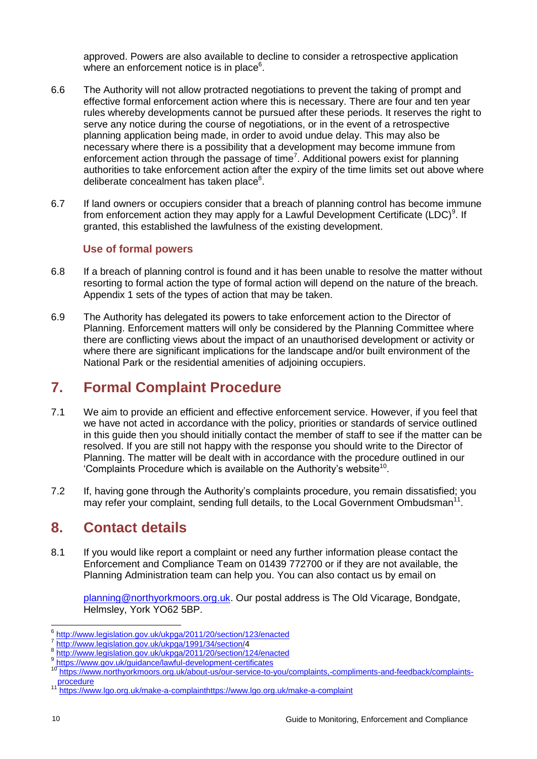approved. Powers are also available to decline to consider a retrospective application where an enforcement notice is in place[6].

6.6 The Authority will not allow protracted negotiations to prevent the taking of prompt and effective formal enforcement action where this is necessary. There are four and ten year rules whereby developments cannot be pursued after these periods. It reserves the right to serve any notice during the course of negotiations, or in the event of a retrospective planning application being made, in order to avoid undue delay. This may also be necessary where there is a possibility that a development may become immune from enforcement action through the passage of time[7]. Additional powers exist for planning authorities to take enforcement action after the expiry of the time limits set out above where deliberate concealment has taken place[8].

6.7 If land owners or occupiers consider that a breach of planning control has become immune from enforcement action they may apply for a Lawful Development Certificate (LDC)[9]. If granted, this established the lawfulness of the existing development.

### Use of formal powers

6.8 If a breach of planning control is found and it has been unable to resolve the matter without resorting to formal action the type of formal action will depend on the nature of the breach. Appendix 1 sets of the types of action that may be taken.

6.9 The Authority has delegated its powers to take enforcement action to the Director of Planning. Enforcement matters will only be considered by the Planning Committee where there are conflicting views about the impact of an unauthorised development or activity or where there are significant implications for the landscape and/or built environment of the National Park or the residential amenities of adjoining occupiers.

## 7. Formal Complaint Procedure

7.1 We aim to provide an efficient and effective enforcement service. However, if you feel that we have not acted in accordance with the policy, priorities or standards of service outlined in this guide then you should initially contact the member of staff to see if the matter can be resolved. If you are still not happy with the response you should write to the Director of Planning. The matter will be dealt with in accordance with the procedure outlined in our 'Complaints Procedure which is available on the Authority's website[10].

7.2 If, having gone through the Authority's complaints procedure, you remain dissatisfied; you may refer your complaint, sending full details, to the Local Government Ombudsman[11].

## 8. Contact details

8.1 If you would like report a complaint or need any further information please contact the Enforcement and Compliance Team on 01439 772700 or if they are not available, the Planning Administration team can help you. You can also contact us by email on

planning@northyorkmoors.org.uk. Our postal address is The Old Vicarage, Bondgate, Helmsley, York YO62 5BP.

---

[6] http://www.legislation.gov.uk/ukpga/2011/20/section/123/enacted
[7] http://www.legislation.gov.uk/ukpga/1991/34/section/4
[8] http://www.legislation.gov.uk/ukpga/2011/20/section/124/enacted
[9] https://www.gov.uk/guidance/lawful-development-certificates
[10] https://www.northyorkmoors.org.uk/about-us/our-service-to-you/complaints,-compliments-and-feedback/complaints-procedure
[11] https://www.lgo.org.uk/make-a-complainthttps://www.lgo.org.uk/make-a-complaint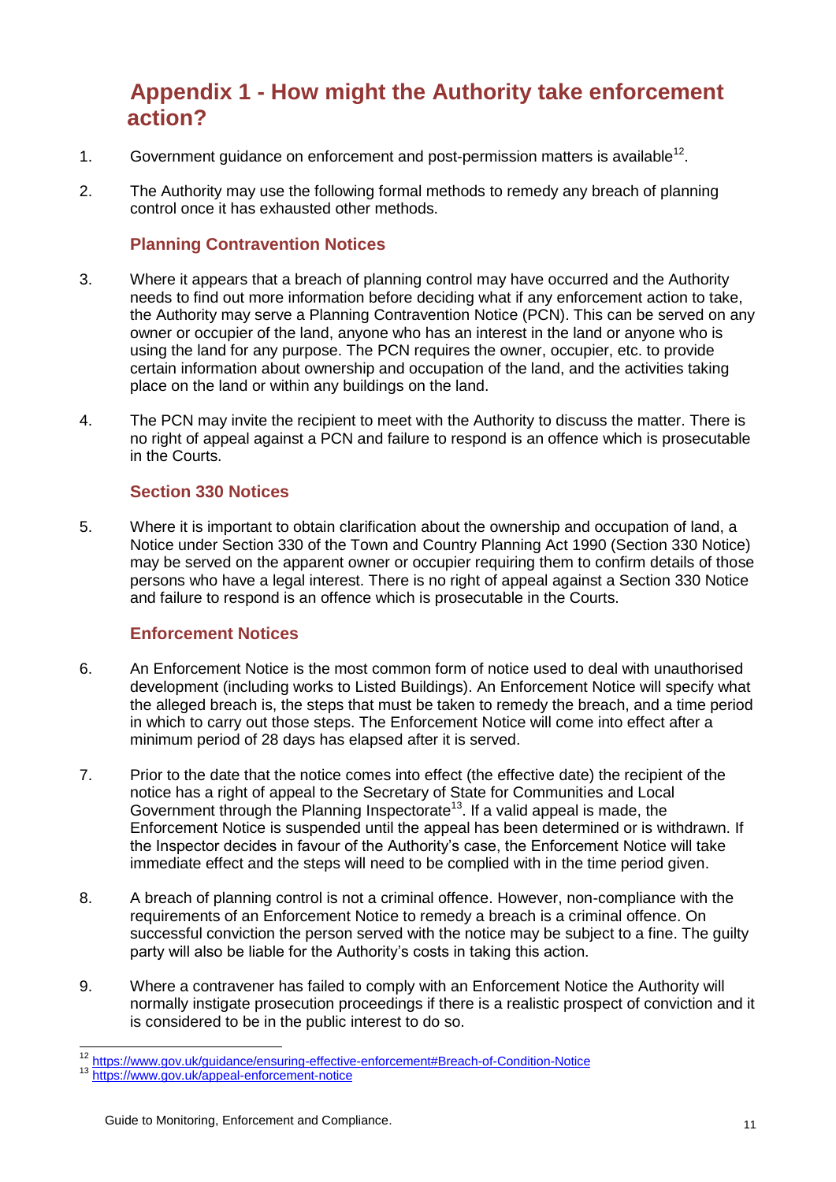# Appendix 1 - How might the Authority take enforcement action?

1. Government guidance on enforcement and post-permission matters is available[12].

2. The Authority may use the following formal methods to remedy any breach of planning control once it has exhausted other methods.

## Planning Contravention Notices

3. Where it appears that a breach of planning control may have occurred and the Authority needs to find out more information before deciding what if any enforcement action to take, the Authority may serve a Planning Contravention Notice (PCN). This can be served on any owner or occupier of the land, anyone who has an interest in the land or anyone who is using the land for any purpose. The PCN requires the owner, occupier, etc. to provide certain information about ownership and occupation of the land, and the activities taking place on the land or within any buildings on the land.

4. The PCN may invite the recipient to meet with the Authority to discuss the matter. There is no right of appeal against a PCN and failure to respond is an offence which is prosecutable in the Courts.

## Section 330 Notices

5. Where it is important to obtain clarification about the ownership and occupation of land, a Notice under Section 330 of the Town and Country Planning Act 1990 (Section 330 Notice) may be served on the apparent owner or occupier requiring them to confirm details of those persons who have a legal interest. There is no right of appeal against a Section 330 Notice and failure to respond is an offence which is prosecutable in the Courts.

## Enforcement Notices

6. An Enforcement Notice is the most common form of notice used to deal with unauthorised development (including works to Listed Buildings). An Enforcement Notice will specify what the alleged breach is, the steps that must be taken to remedy the breach, and a time period in which to carry out those steps. The Enforcement Notice will come into effect after a minimum period of 28 days has elapsed after it is served.

7. Prior to the date that the notice comes into effect (the effective date) the recipient of the notice has a right of appeal to the Secretary of State for Communities and Local Government through the Planning Inspectorate[13]. If a valid appeal is made, the Enforcement Notice is suspended until the appeal has been determined or is withdrawn. If the Inspector decides in favour of the Authority's case, the Enforcement Notice will take immediate effect and the steps will need to be complied with in the time period given.

8. A breach of planning control is not a criminal offence. However, non-compliance with the requirements of an Enforcement Notice to remedy a breach is a criminal offence. On successful conviction the person served with the notice may be subject to a fine. The guilty party will also be liable for the Authority's costs in taking this action.

9. Where a contravener has failed to comply with an Enforcement Notice the Authority will normally instigate prosecution proceedings if there is a realistic prospect of conviction and it is considered to be in the public interest to do so.

---

[12] https://www.gov.uk/guidance/ensuring-effective-enforcement#Breach-of-Condition-Notice

[13] https://www.gov.uk/appeal-enforcement-notice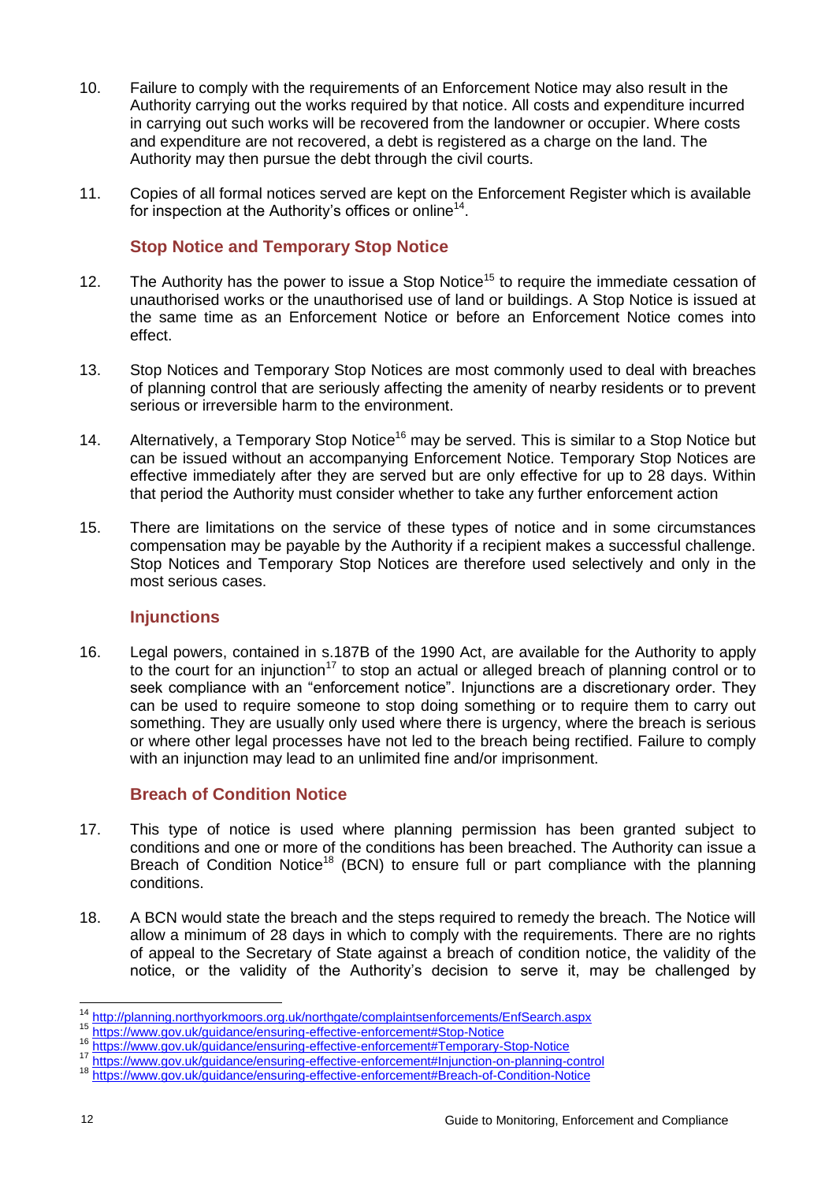10. Failure to comply with the requirements of an Enforcement Notice may also result in the Authority carrying out the works required by that notice. All costs and expenditure incurred in carrying out such works will be recovered from the landowner or occupier. Where costs and expenditure are not recovered, a debt is registered as a charge on the land. The Authority may then pursue the debt through the civil courts.

11. Copies of all formal notices served are kept on the Enforcement Register which is available for inspection at the Authority's offices or online[14].

### Stop Notice and Temporary Stop Notice

12. The Authority has the power to issue a Stop Notice[15] to require the immediate cessation of unauthorised works or the unauthorised use of land or buildings. A Stop Notice is issued at the same time as an Enforcement Notice or before an Enforcement Notice comes into effect.

13. Stop Notices and Temporary Stop Notices are most commonly used to deal with breaches of planning control that are seriously affecting the amenity of nearby residents or to prevent serious or irreversible harm to the environment.

14. Alternatively, a Temporary Stop Notice[16] may be served. This is similar to a Stop Notice but can be issued without an accompanying Enforcement Notice. Temporary Stop Notices are effective immediately after they are served but are only effective for up to 28 days. Within that period the Authority must consider whether to take any further enforcement action

15. There are limitations on the service of these types of notice and in some circumstances compensation may be payable by the Authority if a recipient makes a successful challenge. Stop Notices and Temporary Stop Notices are therefore used selectively and only in the most serious cases.

### Injunctions

16. Legal powers, contained in s.187B of the 1990 Act, are available for the Authority to apply to the court for an injunction[17] to stop an actual or alleged breach of planning control or to seek compliance with an "enforcement notice". Injunctions are a discretionary order. They can be used to require someone to stop doing something or to require them to carry out something. They are usually only used where there is urgency, where the breach is serious or where other legal processes have not led to the breach being rectified. Failure to comply with an injunction may lead to an unlimited fine and/or imprisonment.

### Breach of Condition Notice

17. This type of notice is used where planning permission has been granted subject to conditions and one or more of the conditions has been breached. The Authority can issue a Breach of Condition Notice[18] (BCN) to ensure full or part compliance with the planning conditions.

18. A BCN would state the breach and the steps required to remedy the breach. The Notice will allow a minimum of 28 days in which to comply with the requirements. There are no rights of appeal to the Secretary of State against a breach of condition notice, the validity of the notice, or the validity of the Authority's decision to serve it, may be challenged by

---

[14] http://planning.northyorkmoors.org.uk/northgate/complaintsenforcements/EnfSearch.aspx

[15] https://www.gov.uk/guidance/ensuring-effective-enforcement#Stop-Notice

[16] https://www.gov.uk/guidance/ensuring-effective-enforcement#Temporary-Stop-Notice

[17] https://www.gov.uk/guidance/ensuring-effective-enforcement#Injunction-on-planning-control

[18] https://www.gov.uk/guidance/ensuring-effective-enforcement#Breach-of-Condition-Notice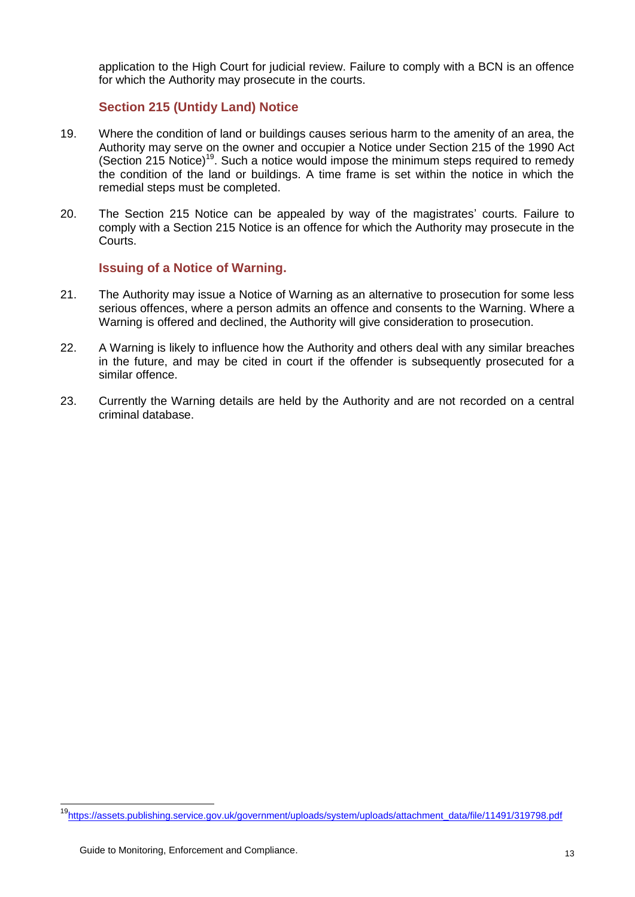application to the High Court for judicial review. Failure to comply with a BCN is an offence for which the Authority may prosecute in the courts.

### Section 215 (Untidy Land) Notice

19. Where the condition of land or buildings causes serious harm to the amenity of an area, the Authority may serve on the owner and occupier a Notice under Section 215 of the 1990 Act (Section 215 Notice)[19]. Such a notice would impose the minimum steps required to remedy the condition of the land or buildings. A time frame is set within the notice in which the remedial steps must be completed.

20. The Section 215 Notice can be appealed by way of the magistrates' courts. Failure to comply with a Section 215 Notice is an offence for which the Authority may prosecute in the Courts.

### Issuing of a Notice of Warning.

21. The Authority may issue a Notice of Warning as an alternative to prosecution for some less serious offences, where a person admits an offence and consents to the Warning. Where a Warning is offered and declined, the Authority will give consideration to prosecution.

22. A Warning is likely to influence how the Authority and others deal with any similar breaches in the future, and may be cited in court if the offender is subsequently prosecuted for a similar offence.

23. Currently the Warning details are held by the Authority and are not recorded on a central criminal database.

---

[19] https://assets.publishing.service.gov.uk/government/uploads/system/uploads/attachment_data/file/11491/319798.pdf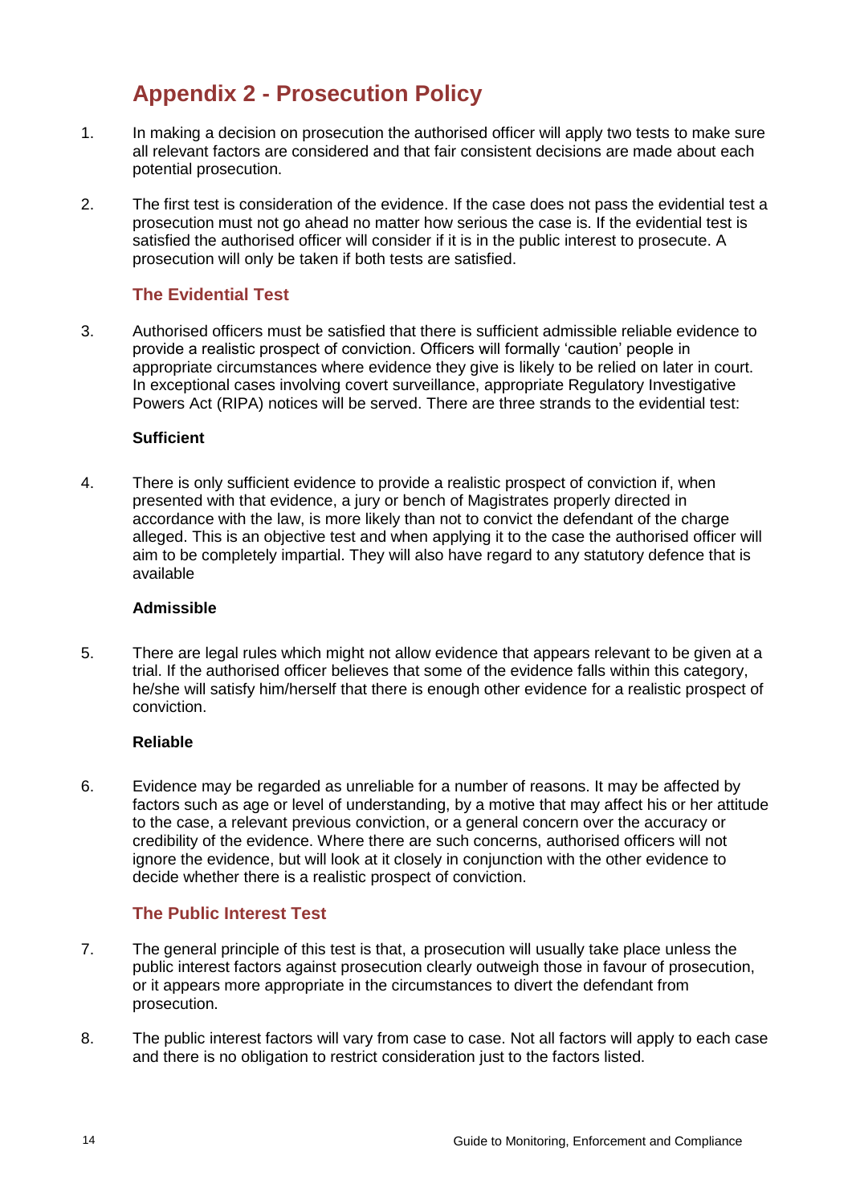# Appendix 2 - Prosecution Policy

1. In making a decision on prosecution the authorised officer will apply two tests to make sure all relevant factors are considered and that fair consistent decisions are made about each potential prosecution.

2. The first test is consideration of the evidence. If the case does not pass the evidential test a prosecution must not go ahead no matter how serious the case is. If the evidential test is satisfied the authorised officer will consider if it is in the public interest to prosecute. A prosecution will only be taken if both tests are satisfied.

## The Evidential Test

3. Authorised officers must be satisfied that there is sufficient admissible reliable evidence to provide a realistic prospect of conviction. Officers will formally 'caution' people in appropriate circumstances where evidence they give is likely to be relied on later in court. In exceptional cases involving covert surveillance, appropriate Regulatory Investigative Powers Act (RIPA) notices will be served. There are three strands to the evidential test:

**Sufficient**

4. There is only sufficient evidence to provide a realistic prospect of conviction if, when presented with that evidence, a jury or bench of Magistrates properly directed in accordance with the law, is more likely than not to convict the defendant of the charge alleged. This is an objective test and when applying it to the case the authorised officer will aim to be completely impartial. They will also have regard to any statutory defence that is available

**Admissible**

5. There are legal rules which might not allow evidence that appears relevant to be given at a trial. If the authorised officer believes that some of the evidence falls within this category, he/she will satisfy him/herself that there is enough other evidence for a realistic prospect of conviction.

**Reliable**

6. Evidence may be regarded as unreliable for a number of reasons. It may be affected by factors such as age or level of understanding, by a motive that may affect his or her attitude to the case, a relevant previous conviction, or a general concern over the accuracy or credibility of the evidence. Where there are such concerns, authorised officers will not ignore the evidence, but will look at it closely in conjunction with the other evidence to decide whether there is a realistic prospect of conviction.

## The Public Interest Test

7. The general principle of this test is that, a prosecution will usually take place unless the public interest factors against prosecution clearly outweigh those in favour of prosecution, or it appears more appropriate in the circumstances to divert the defendant from prosecution.

8. The public interest factors will vary from case to case. Not all factors will apply to each case and there is no obligation to restrict consideration just to the factors listed.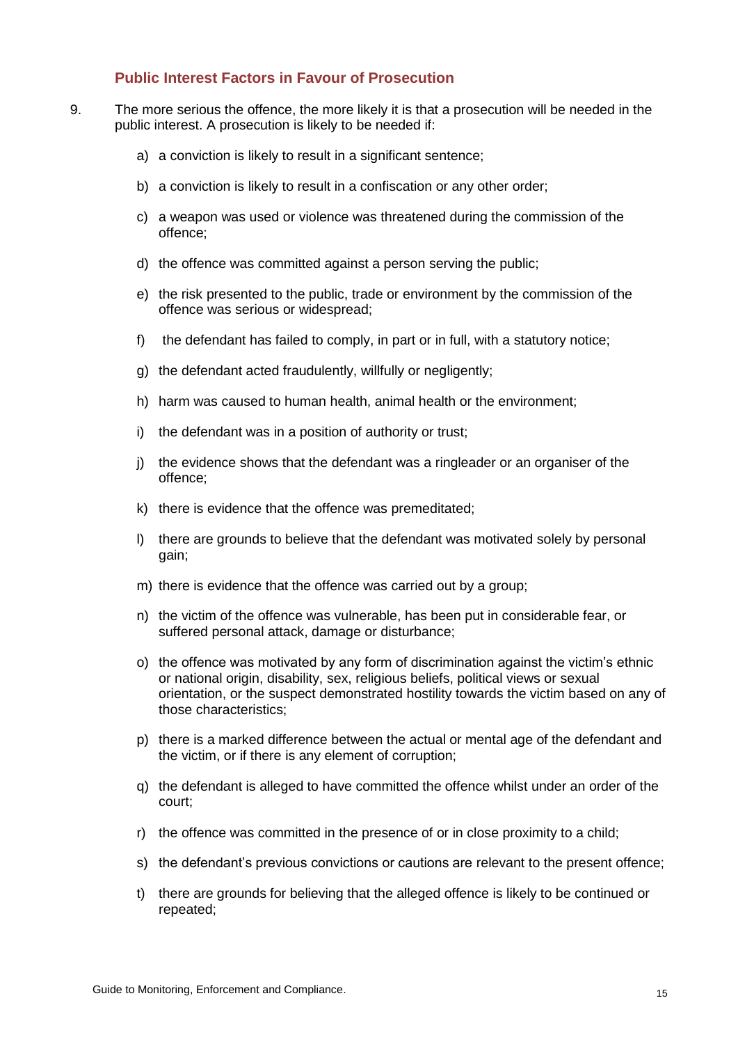### Public Interest Factors in Favour of Prosecution

9. The more serious the offence, the more likely it is that a prosecution will be needed in the public interest. A prosecution is likely to be needed if:

   a) a conviction is likely to result in a significant sentence;

   b) a conviction is likely to result in a confiscation or any other order;

   c) a weapon was used or violence was threatened during the commission of the offence;

   d) the offence was committed against a person serving the public;

   e) the risk presented to the public, trade or environment by the commission of the offence was serious or widespread;

   f) the defendant has failed to comply, in part or in full, with a statutory notice;

   g) the defendant acted fraudulently, willfully or negligently;

   h) harm was caused to human health, animal health or the environment;

   i) the defendant was in a position of authority or trust;

   j) the evidence shows that the defendant was a ringleader or an organiser of the offence;

   k) there is evidence that the offence was premeditated;

   l) there are grounds to believe that the defendant was motivated solely by personal gain;

   m) there is evidence that the offence was carried out by a group;

   n) the victim of the offence was vulnerable, has been put in considerable fear, or suffered personal attack, damage or disturbance;

   o) the offence was motivated by any form of discrimination against the victim's ethnic or national origin, disability, sex, religious beliefs, political views or sexual orientation, or the suspect demonstrated hostility towards the victim based on any of those characteristics;

   p) there is a marked difference between the actual or mental age of the defendant and the victim, or if there is any element of corruption;

   q) the defendant is alleged to have committed the offence whilst under an order of the court;

   r) the offence was committed in the presence of or in close proximity to a child;

   s) the defendant's previous convictions or cautions are relevant to the present offence;

   t) there are grounds for believing that the alleged offence is likely to be continued or repeated;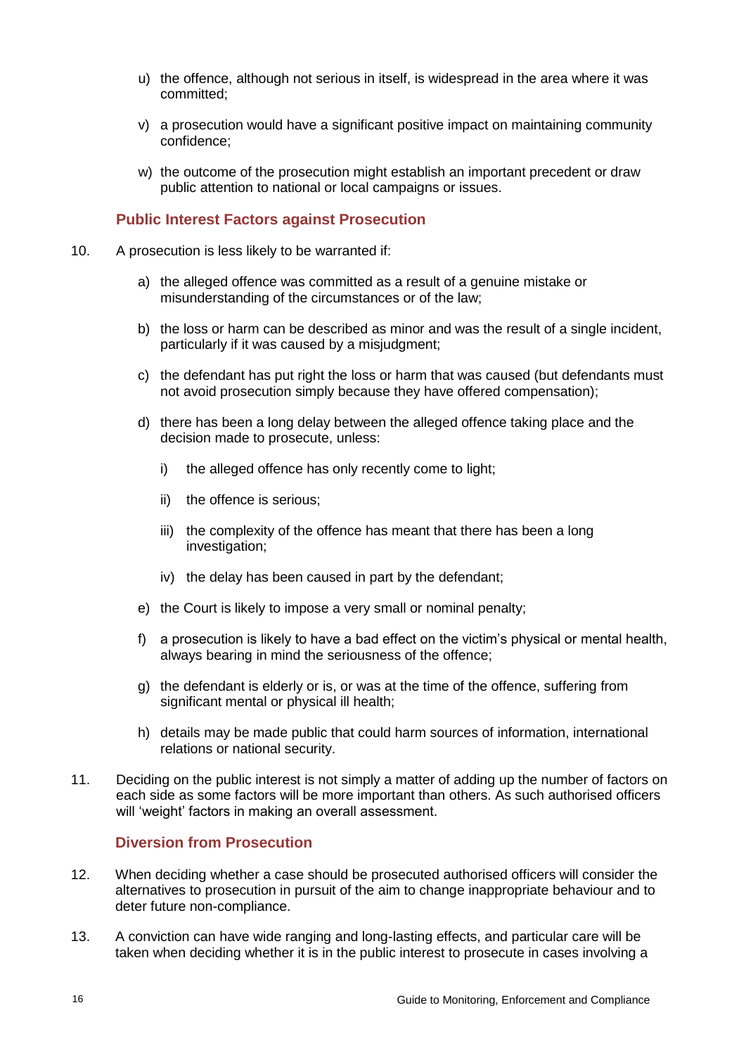u) the offence, although not serious in itself, is widespread in the area where it was committed;

v) a prosecution would have a significant positive impact on maintaining community confidence;

w) the outcome of the prosecution might establish an important precedent or draw public attention to national or local campaigns or issues.

### Public Interest Factors against Prosecution

10. A prosecution is less likely to be warranted if:

    a) the alleged offence was committed as a result of a genuine mistake or misunderstanding of the circumstances or of the law;

    b) the loss or harm can be described as minor and was the result of a single incident, particularly if it was caused by a misjudgment;

    c) the defendant has put right the loss or harm that was caused (but defendants must not avoid prosecution simply because they have offered compensation);

    d) there has been a long delay between the alleged offence taking place and the decision made to prosecute, unless:

       i) the alleged offence has only recently come to light;

       ii) the offence is serious;

       iii) the complexity of the offence has meant that there has been a long investigation;

       iv) the delay has been caused in part by the defendant;

    e) the Court is likely to impose a very small or nominal penalty;

    f) a prosecution is likely to have a bad effect on the victim's physical or mental health, always bearing in mind the seriousness of the offence;

    g) the defendant is elderly or is, or was at the time of the offence, suffering from significant mental or physical ill health;

    h) details may be made public that could harm sources of information, international relations or national security.

11. Deciding on the public interest is not simply a matter of adding up the number of factors on each side as some factors will be more important than others. As such authorised officers will 'weight' factors in making an overall assessment.

### Diversion from Prosecution

12. When deciding whether a case should be prosecuted authorised officers will consider the alternatives to prosecution in pursuit of the aim to change inappropriate behaviour and to deter future non-compliance.

13. A conviction can have wide ranging and long-lasting effects, and particular care will be taken when deciding whether it is in the public interest to prosecute in cases involving a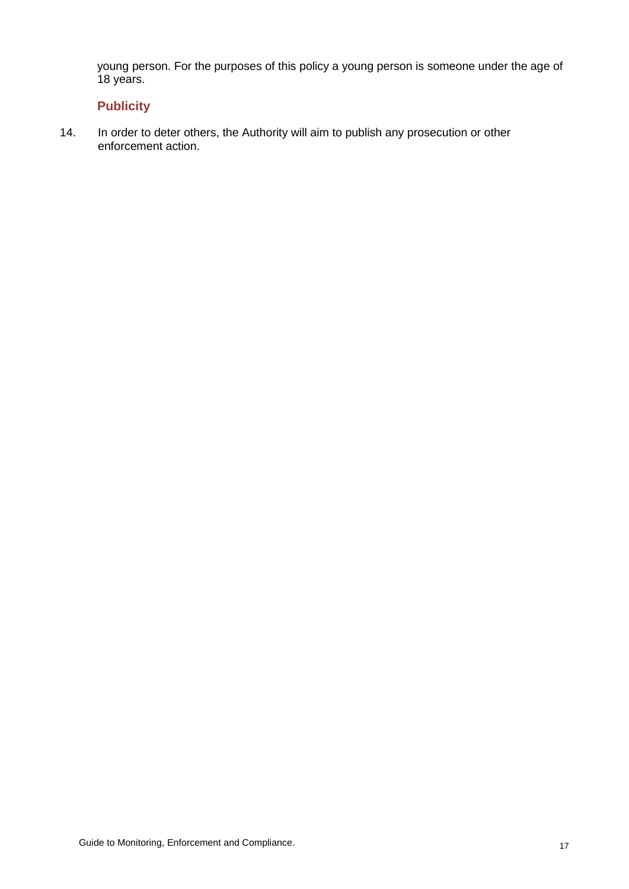young person. For the purposes of this policy a young person is someone under the age of 18 years.

### Publicity

14. In order to deter others, the Authority will aim to publish any prosecution or other enforcement action.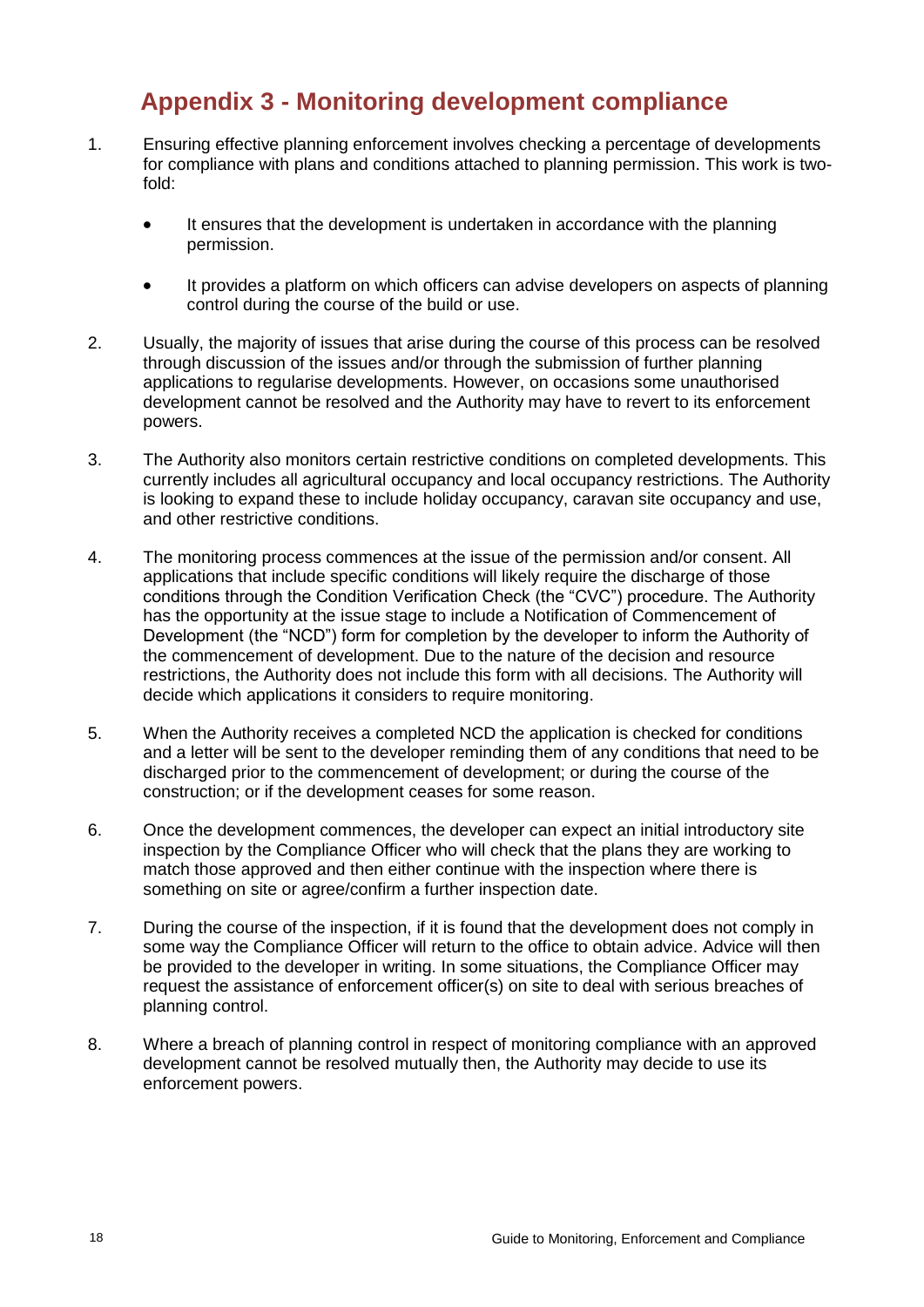# Appendix 3 - Monitoring development compliance

1. Ensuring effective planning enforcement involves checking a percentage of developments for compliance with plans and conditions attached to planning permission. This work is two-fold:

    - It ensures that the development is undertaken in accordance with the planning permission.
    - It provides a platform on which officers can advise developers on aspects of planning control during the course of the build or use.

2. Usually, the majority of issues that arise during the course of this process can be resolved through discussion of the issues and/or through the submission of further planning applications to regularise developments. However, on occasions some unauthorised development cannot be resolved and the Authority may have to revert to its enforcement powers.

3. The Authority also monitors certain restrictive conditions on completed developments. This currently includes all agricultural occupancy and local occupancy restrictions. The Authority is looking to expand these to include holiday occupancy, caravan site occupancy and use, and other restrictive conditions.

4. The monitoring process commences at the issue of the permission and/or consent. All applications that include specific conditions will likely require the discharge of those conditions through the Condition Verification Check (the "CVC") procedure. The Authority has the opportunity at the issue stage to include a Notification of Commencement of Development (the "NCD") form for completion by the developer to inform the Authority of the commencement of development. Due to the nature of the decision and resource restrictions, the Authority does not include this form with all decisions. The Authority will decide which applications it considers to require monitoring.

5. When the Authority receives a completed NCD the application is checked for conditions and a letter will be sent to the developer reminding them of any conditions that need to be discharged prior to the commencement of development; or during the course of the construction; or if the development ceases for some reason.

6. Once the development commences, the developer can expect an initial introductory site inspection by the Compliance Officer who will check that the plans they are working to match those approved and then either continue with the inspection where there is something on site or agree/confirm a further inspection date.

7. During the course of the inspection, if it is found that the development does not comply in some way the Compliance Officer will return to the office to obtain advice. Advice will then be provided to the developer in writing. In some situations, the Compliance Officer may request the assistance of enforcement officer(s) on site to deal with serious breaches of planning control.

8. Where a breach of planning control in respect of monitoring compliance with an approved development cannot be resolved mutually then, the Authority may decide to use its enforcement powers.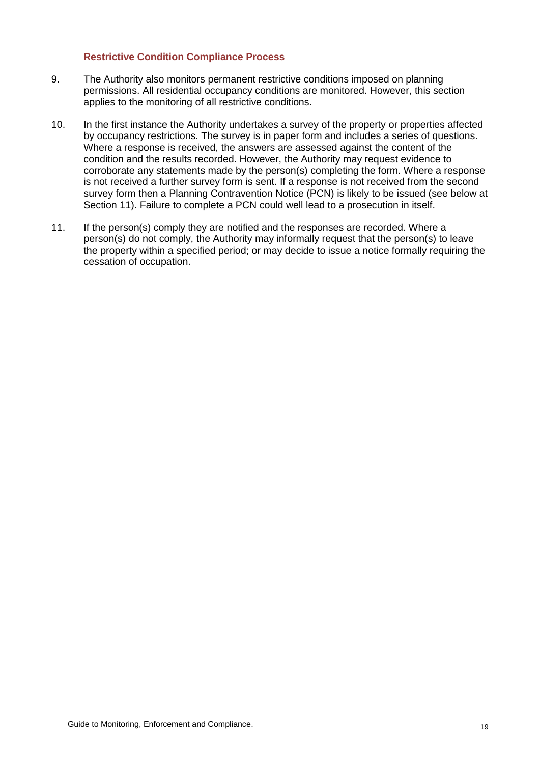### Restrictive Condition Compliance Process

9. The Authority also monitors permanent restrictive conditions imposed on planning permissions. All residential occupancy conditions are monitored. However, this section applies to the monitoring of all restrictive conditions.

10. In the first instance the Authority undertakes a survey of the property or properties affected by occupancy restrictions. The survey is in paper form and includes a series of questions. Where a response is received, the answers are assessed against the content of the condition and the results recorded. However, the Authority may request evidence to corroborate any statements made by the person(s) completing the form. Where a response is not received a further survey form is sent. If a response is not received from the second survey form then a Planning Contravention Notice (PCN) is likely to be issued (see below at Section 11). Failure to complete a PCN could well lead to a prosecution in itself.

11. If the person(s) comply they are notified and the responses are recorded. Where a person(s) do not comply, the Authority may informally request that the person(s) to leave the property within a specified period; or may decide to issue a notice formally requiring the cessation of occupation.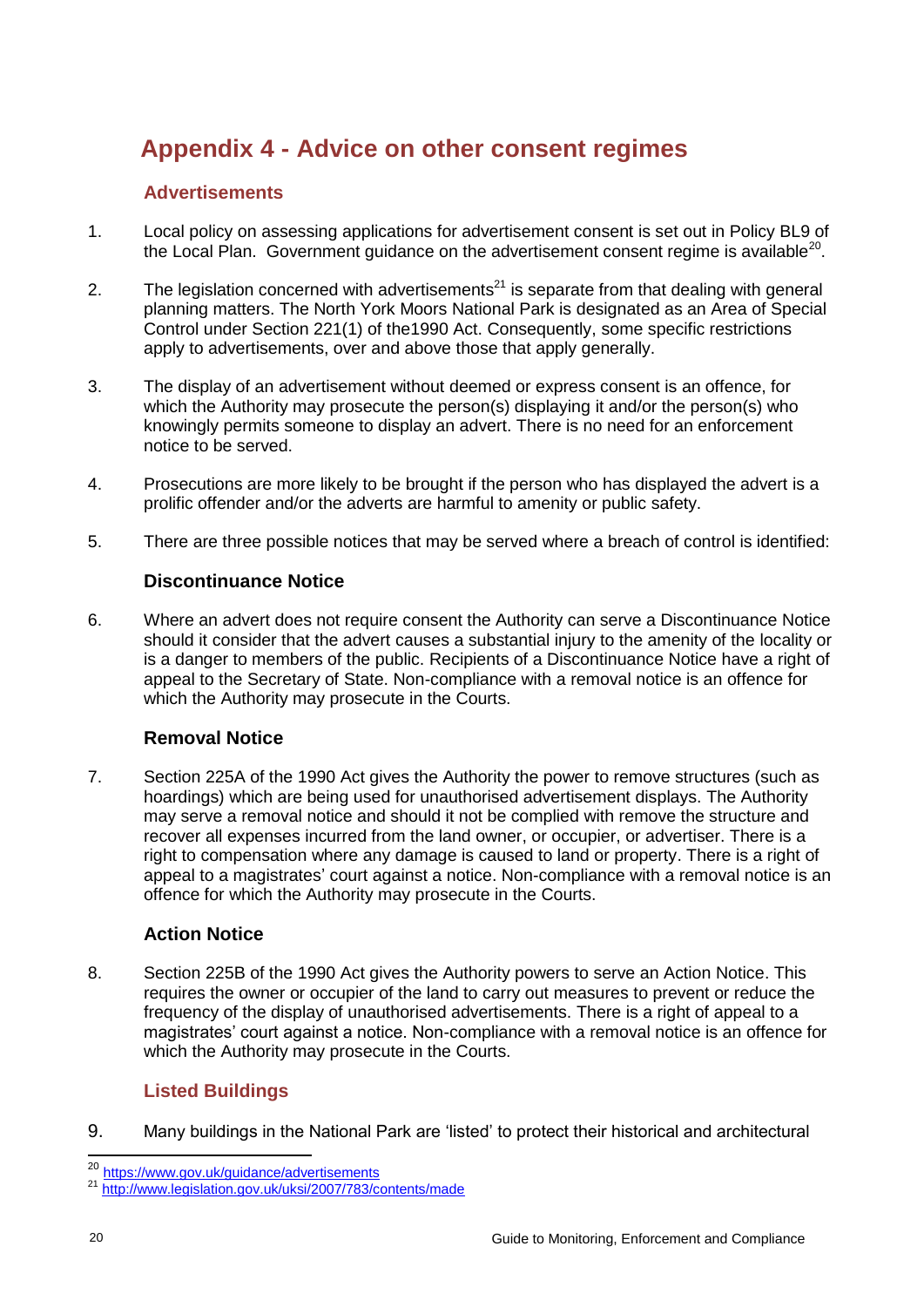# Appendix 4 - Advice on other consent regimes

## Advertisements

1. Local policy on assessing applications for advertisement consent is set out in Policy BL9 of the Local Plan. Government guidance on the advertisement consent regime is available[20].

2. The legislation concerned with advertisements[21] is separate from that dealing with general planning matters. The North York Moors National Park is designated as an Area of Special Control under Section 221(1) of the1990 Act. Consequently, some specific restrictions apply to advertisements, over and above those that apply generally.

3. The display of an advertisement without deemed or express consent is an offence, for which the Authority may prosecute the person(s) displaying it and/or the person(s) who knowingly permits someone to display an advert. There is no need for an enforcement notice to be served.

4. Prosecutions are more likely to be brought if the person who has displayed the advert is a prolific offender and/or the adverts are harmful to amenity or public safety.

5. There are three possible notices that may be served where a breach of control is identified:

### Discontinuance Notice

6. Where an advert does not require consent the Authority can serve a Discontinuance Notice should it consider that the advert causes a substantial injury to the amenity of the locality or is a danger to members of the public. Recipients of a Discontinuance Notice have a right of appeal to the Secretary of State. Non-compliance with a removal notice is an offence for which the Authority may prosecute in the Courts.

### Removal Notice

7. Section 225A of the 1990 Act gives the Authority the power to remove structures (such as hoardings) which are being used for unauthorised advertisement displays. The Authority may serve a removal notice and should it not be complied with remove the structure and recover all expenses incurred from the land owner, or occupier, or advertiser. There is a right to compensation where any damage is caused to land or property. There is a right of appeal to a magistrates' court against a notice. Non-compliance with a removal notice is an offence for which the Authority may prosecute in the Courts.

### Action Notice

8. Section 225B of the 1990 Act gives the Authority powers to serve an Action Notice. This requires the owner or occupier of the land to carry out measures to prevent or reduce the frequency of the display of unauthorised advertisements. There is a right of appeal to a magistrates' court against a notice. Non-compliance with a removal notice is an offence for which the Authority may prosecute in the Courts.

## Listed Buildings

9. Many buildings in the National Park are 'listed' to protect their historical and architectural

---

[20] https://www.gov.uk/guidance/advertisements

[21] http://www.legislation.gov.uk/uksi/2007/783/contents/made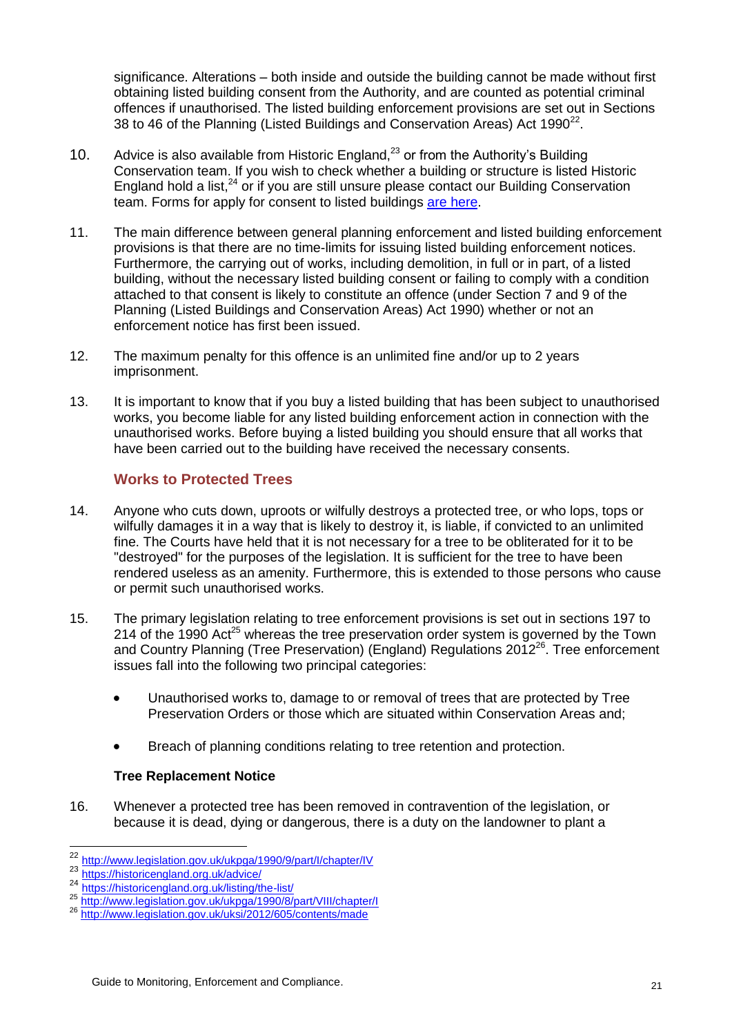significance. Alterations – both inside and outside the building cannot be made without first obtaining listed building consent from the Authority, and are counted as potential criminal offences if unauthorised. The listed building enforcement provisions are set out in Sections 38 to 46 of the Planning (Listed Buildings and Conservation Areas) Act 1990[22].

10. Advice is also available from Historic England,[23] or from the Authority's Building Conservation team. If you wish to check whether a building or structure is listed Historic England hold a list,[24] or if you are still unsure please contact our Building Conservation team. Forms for apply for consent to listed buildings are here.

11. The main difference between general planning enforcement and listed building enforcement provisions is that there are no time-limits for issuing listed building enforcement notices. Furthermore, the carrying out of works, including demolition, in full or in part, of a listed building, without the necessary listed building consent or failing to comply with a condition attached to that consent is likely to constitute an offence (under Section 7 and 9 of the Planning (Listed Buildings and Conservation Areas) Act 1990) whether or not an enforcement notice has first been issued.

12. The maximum penalty for this offence is an unlimited fine and/or up to 2 years imprisonment.

13. It is important to know that if you buy a listed building that has been subject to unauthorised works, you become liable for any listed building enforcement action in connection with the unauthorised works. Before buying a listed building you should ensure that all works that have been carried out to the building have received the necessary consents.

## Works to Protected Trees

14. Anyone who cuts down, uproots or wilfully destroys a protected tree, or who lops, tops or wilfully damages it in a way that is likely to destroy it, is liable, if convicted to an unlimited fine. The Courts have held that it is not necessary for a tree to be obliterated for it to be "destroyed" for the purposes of the legislation. It is sufficient for the tree to have been rendered useless as an amenity. Furthermore, this is extended to those persons who cause or permit such unauthorised works.

15. The primary legislation relating to tree enforcement provisions is set out in sections 197 to 214 of the 1990 Act[25] whereas the tree preservation order system is governed by the Town and Country Planning (Tree Preservation) (England) Regulations 2012[26]. Tree enforcement issues fall into the following two principal categories:

   - Unauthorised works to, damage to or removal of trees that are protected by Tree Preservation Orders or those which are situated within Conservation Areas and;
   - Breach of planning conditions relating to tree retention and protection.

**Tree Replacement Notice**

16. Whenever a protected tree has been removed in contravention of the legislation, or because it is dead, dying or dangerous, there is a duty on the landowner to plant a

---

[22] http://www.legislation.gov.uk/ukpga/1990/9/part/I/chapter/IV
[23] https://historicengland.org.uk/advice/
[24] https://historicengland.org.uk/listing/the-list/
[25] http://www.legislation.gov.uk/ukpga/1990/8/part/VIII/chapter/I
[26] http://www.legislation.gov.uk/uksi/2012/605/contents/made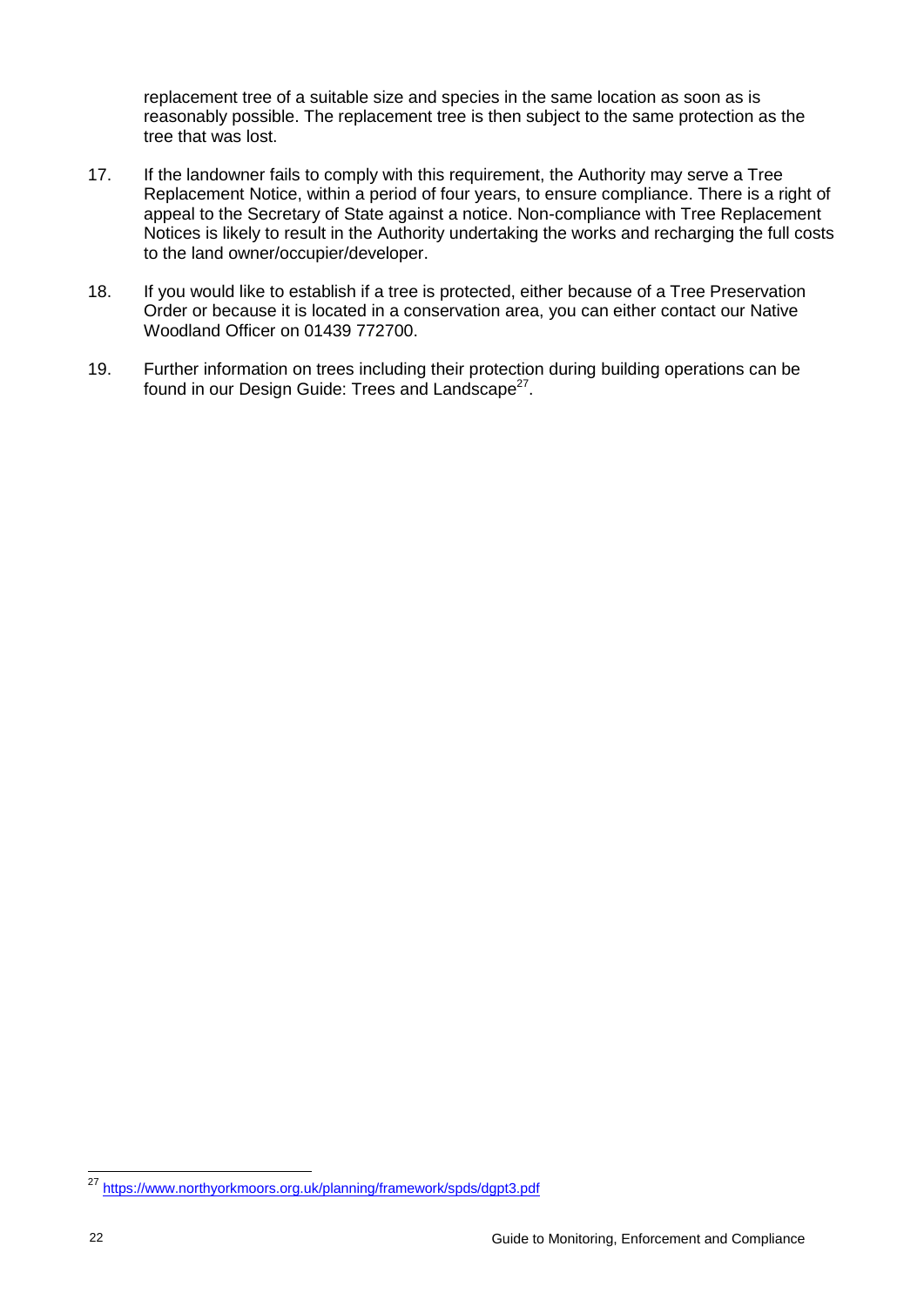replacement tree of a suitable size and species in the same location as soon as is reasonably possible. The replacement tree is then subject to the same protection as the tree that was lost.

17. If the landowner fails to comply with this requirement, the Authority may serve a Tree Replacement Notice, within a period of four years, to ensure compliance. There is a right of appeal to the Secretary of State against a notice. Non-compliance with Tree Replacement Notices is likely to result in the Authority undertaking the works and recharging the full costs to the land owner/occupier/developer.

18. If you would like to establish if a tree is protected, either because of a Tree Preservation Order or because it is located in a conservation area, you can either contact our Native Woodland Officer on 01439 772700.

19. Further information on trees including their protection during building operations can be found in our Design Guide: Trees and Landscape[27].

[27] https://www.northyorkmoors.org.uk/planning/framework/spds/dgpt3.pdf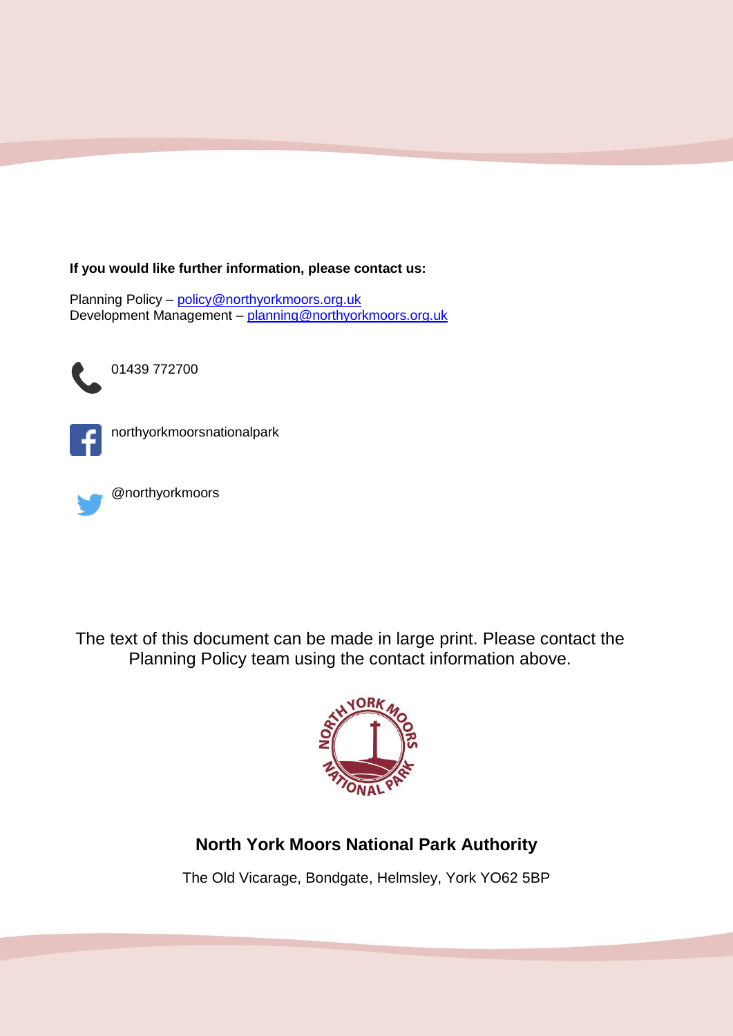**If you would like further information, please contact us:**

Planning Policy – policy@northyorkmoors.org.uk
Development Management – planning@northyorkmoors.org.uk

01439 772700

northyorkmoorsnationalpark

@northyorkmoors

The text of this document can be made in large print. Please contact the Planning Policy team using the contact information above.

**North York Moors National Park Authority**

The Old Vicarage, Bondgate, Helmsley, York YO62 5BP